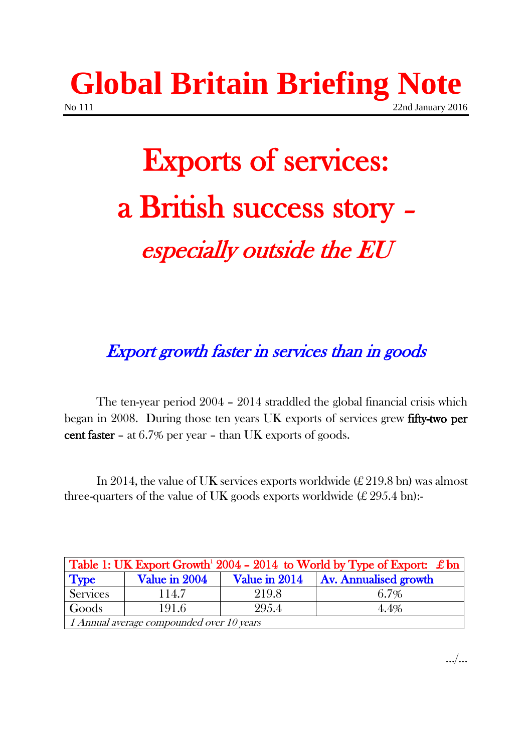# Global Britain Briefing Note

No 111 22nd January 2016

# Exports of services: a British success story – *especially outside the EU*

## *Export growth faster in services than in goods*

The ten-year period 2004 – 2014 straddled the global financial crisis which began in 2008. During those ten years UK exports of services grew **fifty-two per cent faster** – at 6.7% per year – than UK exports of goods.

In 2014, the value of UK services exports worldwide (£ 219.8 bn) was almost three-quarters of the value of UK goods exports worldwide (£ 295.4 bn):-

| Table 1: UK Export Growth[1] 2004 – 2014 to World by Type of Export: £ bn | | | |
|---|---|---|---|
| **Type** | **Value in 2004** | **Value in 2014** | **Av. Annualised growth** |
| Services | 114.7 | 219.8 | 6.7% |
| Goods | 191.6 | 295.4 | 4.4% |
| *1 Annual average compounded over 10 years* | | | |

…/…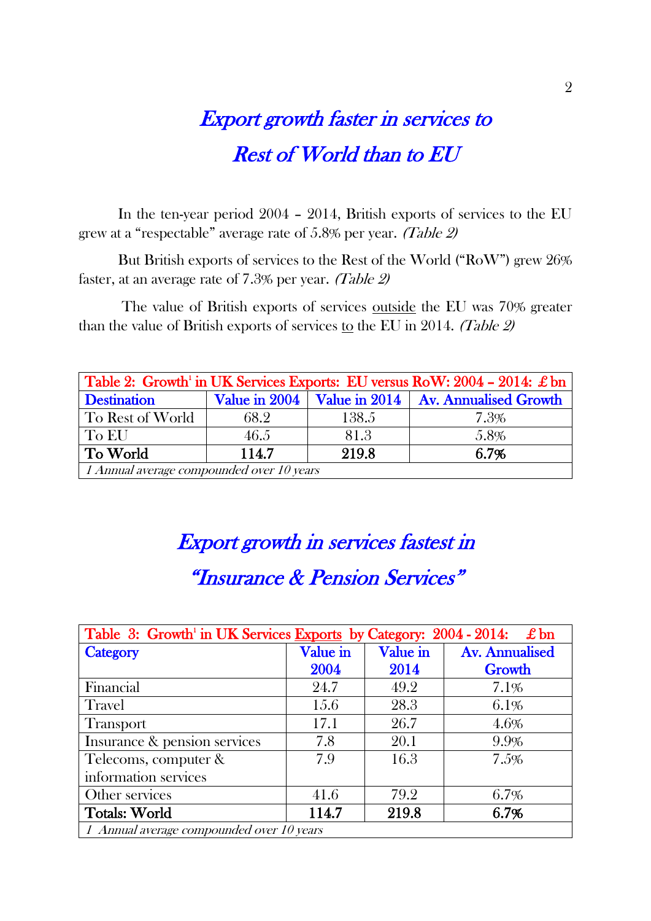## *Export growth faster in services to Rest of World than to EU*

In the ten-year period 2004 – 2014, British exports of services to the EU grew at a "respectable" average rate of 5.8% per year. *(Table 2)*

But British exports of services to the Rest of the World ("RoW") grew 26% faster, at an average rate of 7.3% per year. *(Table 2)*

The value of British exports of services <u>outside</u> the EU was 70% greater than the value of British exports of services <u>to</u> the EU in 2014. *(Table 2)*

| Table 2: Growth[1] in UK Services Exports: EU versus RoW: 2004 – 2014: £ bn | | | |
|---|---|---|---|
| **Destination** | **Value in 2004** | **Value in 2014** | **Av. Annualised Growth** |
| To Rest of World | 68.2 | 138.5 | 7.3% |
| To EU | 46.5 | 81.3 | 5.8% |
| **To World** | **114.7** | **219.8** | **6.7%** |
| *1 Annual average compounded over 10 years* | | | |

## *Export growth in services fastest in "Insurance & Pension Services"*

| Table 3: Growth[1] in UK Services <u>Exports</u> by Category: 2004 - 2014: £ bn | | | |
|---|---|---|---|
| **Category** | **Value in 2004** | **Value in 2014** | **Av. Annualised Growth** |
| Financial | 24.7 | 49.2 | 7.1% |
| Travel | 15.6 | 28.3 | 6.1% |
| Transport | 17.1 | 26.7 | 4.6% |
| Insurance & pension services | 7.8 | 20.1 | 9.9% |
| Telecoms, computer & information services | 7.9 | 16.3 | 7.5% |
| Other services | 41.6 | 79.2 | 6.7% |
| **Totals: World** | **114.7** | **219.8** | **6.7%** |
| *1 Annual average compounded over 10 years* | | | |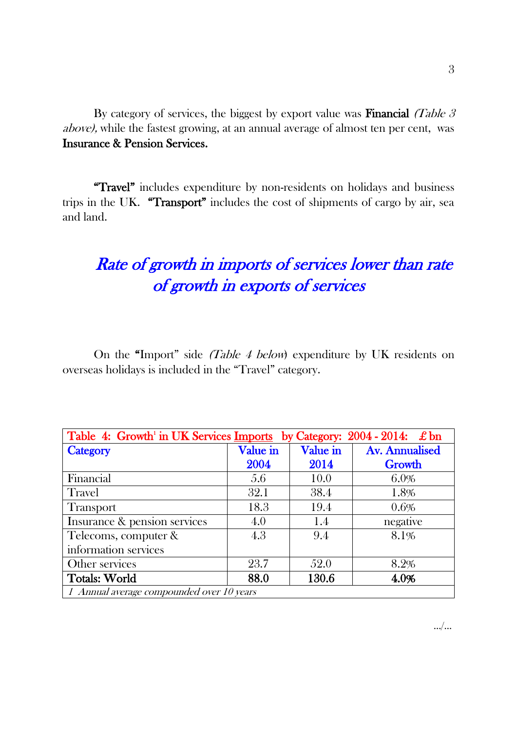By category of services, the biggest by export value was **Financial** *(Table 3 above),* while the fastest growing, at an annual average of almost ten per cent, was **Insurance & Pension Services.**

**"Travel"** includes expenditure by non-residents on holidays and business trips in the UK. **"Transport"** includes the cost of shipments of cargo by air, sea and land.

## *Rate of growth in imports of services lower than rate of growth in exports of services*

On the **"**Import" side *(Table 4 below*) expenditure by UK residents on overseas holidays is included in the "Travel" category.

| Table 4: Growth[1] in UK Services Imports by Category: 2004 - 2014: £ bn | | | |
|---|---|---|---|
| **Category** | **Value in 2004** | **Value in 2014** | **Av. Annualised Growth** |
| Financial | 5.6 | 10.0 | 6.0% |
| Travel | 32.1 | 38.4 | 1.8% |
| Transport | 18.3 | 19.4 | 0.6% |
| Insurance & pension services | 4.0 | 1.4 | negative |
| Telecoms, computer & information services | 4.3 | 9.4 | 8.1% |
| Other services | 23.7 | 52.0 | 8.2% |
| **Totals: World** | **88.0** | **130.6** | **4.0%** |
| *1 Annual average compounded over 10 years* | | | |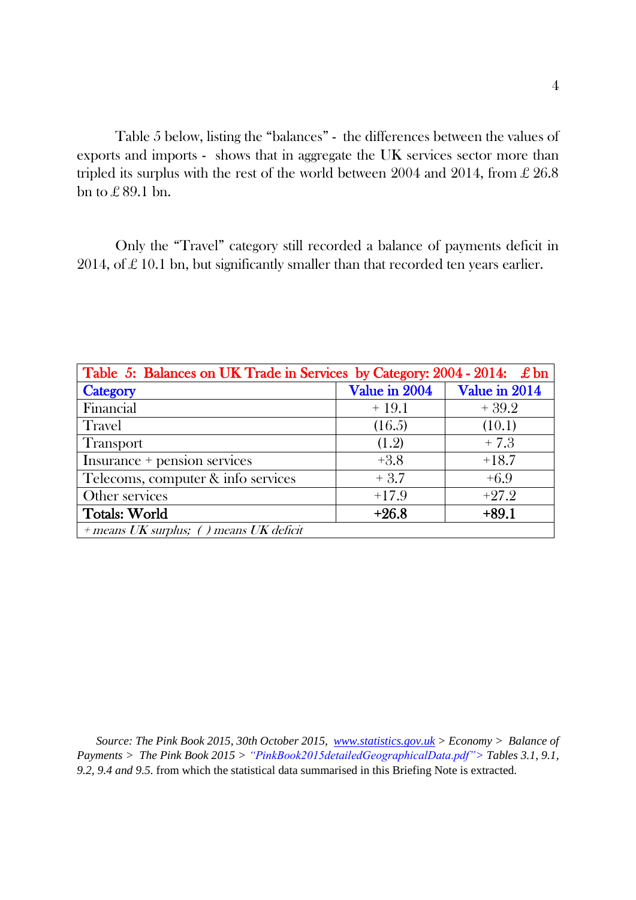Table 5 below, listing the "balances" - the differences between the values of exports and imports - shows that in aggregate the UK services sector more than tripled its surplus with the rest of the world between 2004 and 2014, from £ 26.8 bn to £ 89.1 bn.

Only the "Travel" category still recorded a balance of payments deficit in 2014, of £ 10.1 bn, but significantly smaller than that recorded ten years earlier.

| Table 5: Balances on UK Trade in Services by Category: 2004 - 2014: £ bn | | |
|---|---|---|
| **Category** | **Value in 2004** | **Value in 2014** |
| Financial | + 19.1 | + 39.2 |
| Travel | (16.5) | (10.1) |
| Transport | (1.2) | + 7.3 |
| Insurance + pension services | +3.8 | +18.7 |
| Telecoms, computer & info services | + 3.7 | +6.9 |
| Other services | +17.9 | +27.2 |
| **Totals: World** | **+26.8** | **+89.1** |
| *+ means UK surplus; ( ) means UK deficit* | | |

*Source: The Pink Book 2015, 30th October 2015, www.statistics.gov.uk > Economy > Balance of Payments > The Pink Book 2015 > "PinkBook2015detailedGeographicalData.pdf"> Tables 3.1, 9.1, 9.2, 9.4 and 9.5.* from which the statistical data summarised in this Briefing Note is extracted.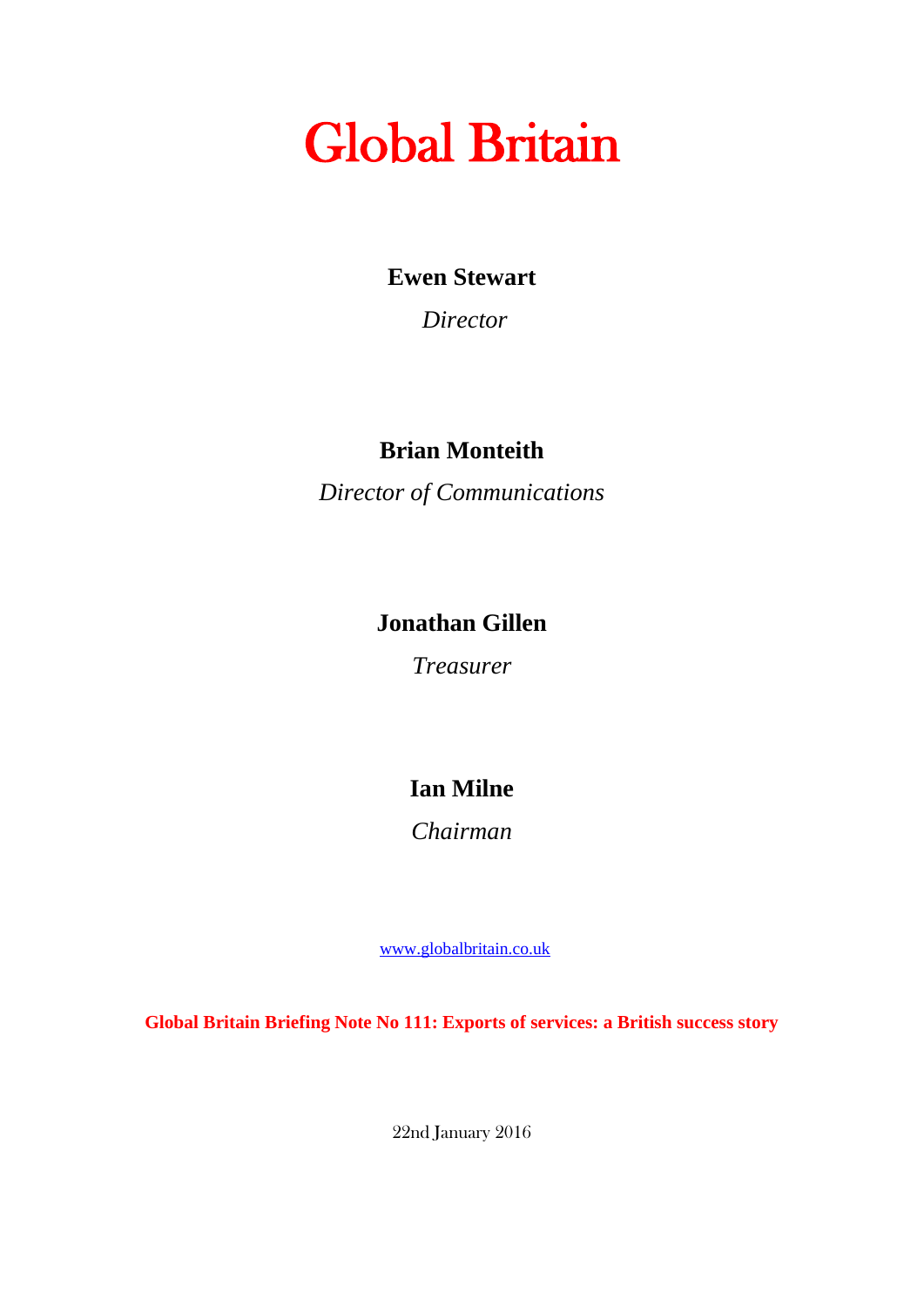# Global Britain

**Ewen Stewart**

*Director*

**Brian Monteith**

*Director of Communications*

**Jonathan Gillen**

*Treasurer*

**Ian Milne**

*Chairman*

[www.globalbritain.co.uk](http://www.globalbritain.co.uk)

**Global Britain Briefing Note No 111: Exports of services: a British success story**

22nd January 2016